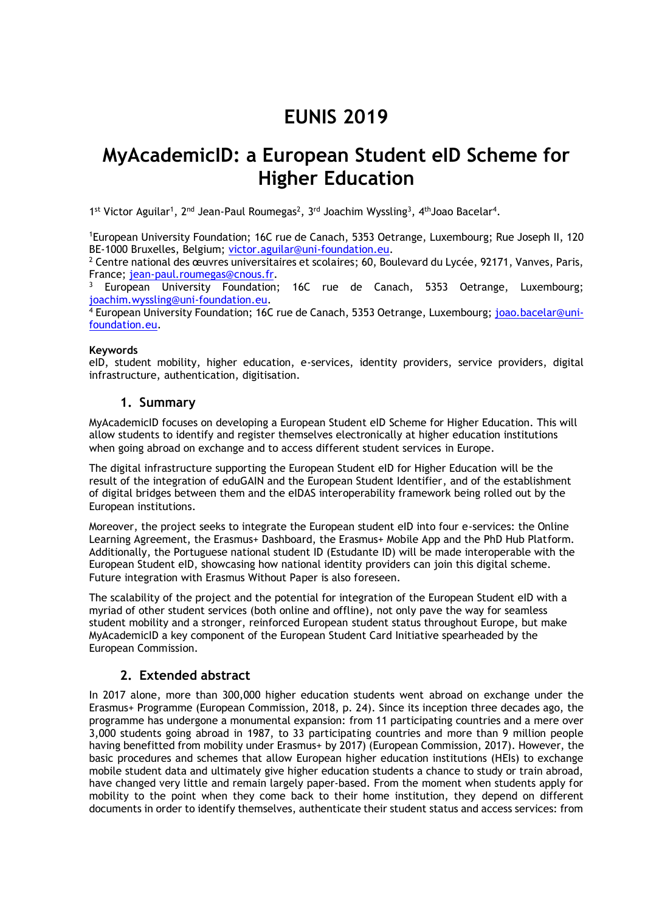# EUNIS 2019

# MyAcademicID: a European Student eID Scheme for Higher Education

1st Victor Aguilar[1], 2nd Jean-Paul Roumegas[2], 3rd Joachim Wyssling[3], 4thJoao Bacelar[4].

[1]European University Foundation; 16C rue de Canach, 5353 Oetrange, Luxembourg; Rue Joseph II, 120 BE-1000 Bruxelles, Belgium; victor.aguilar@uni-foundation.eu.

[2] Centre national des œuvres universitaires et scolaires; 60, Boulevard du Lycée, 92171, Vanves, Paris, France; jean-paul.roumegas@cnous.fr.

[3] European University Foundation; 16C rue de Canach, 5353 Oetrange, Luxembourg; joachim.wyssling@uni-foundation.eu.

[4] European University Foundation; 16C rue de Canach, 5353 Oetrange, Luxembourg; joao.bacelar@uni-foundation.eu.

**Keywords**

eID, student mobility, higher education, e-services, identity providers, service providers, digital infrastructure, authentication, digitisation.

## 1. Summary

MyAcademicID focuses on developing a European Student eID Scheme for Higher Education. This will allow students to identify and register themselves electronically at higher education institutions when going abroad on exchange and to access different student services in Europe.

The digital infrastructure supporting the European Student eID for Higher Education will be the result of the integration of eduGAIN and the European Student Identifier, and of the establishment of digital bridges between them and the eIDAS interoperability framework being rolled out by the European institutions.

Moreover, the project seeks to integrate the European student eID into four e-services: the Online Learning Agreement, the Erasmus+ Dashboard, the Erasmus+ Mobile App and the PhD Hub Platform. Additionally, the Portuguese national student ID (Estudante ID) will be made interoperable with the European Student eID, showcasing how national identity providers can join this digital scheme. Future integration with Erasmus Without Paper is also foreseen.

The scalability of the project and the potential for integration of the European Student eID with a myriad of other student services (both online and offline), not only pave the way for seamless student mobility and a stronger, reinforced European student status throughout Europe, but make MyAcademicID a key component of the European Student Card Initiative spearheaded by the European Commission.

## 2. Extended abstract

In 2017 alone, more than 300,000 higher education students went abroad on exchange under the Erasmus+ Programme (European Commission, 2018, p. 24). Since its inception three decades ago, the programme has undergone a monumental expansion: from 11 participating countries and a mere over 3,000 students going abroad in 1987, to 33 participating countries and more than 9 million people having benefitted from mobility under Erasmus+ by 2017) (European Commission, 2017). However, the basic procedures and schemes that allow European higher education institutions (HEIs) to exchange mobile student data and ultimately give higher education students a chance to study or train abroad, have changed very little and remain largely paper-based. From the moment when students apply for mobility to the point when they come back to their home institution, they depend on different documents in order to identify themselves, authenticate their student status and access services: from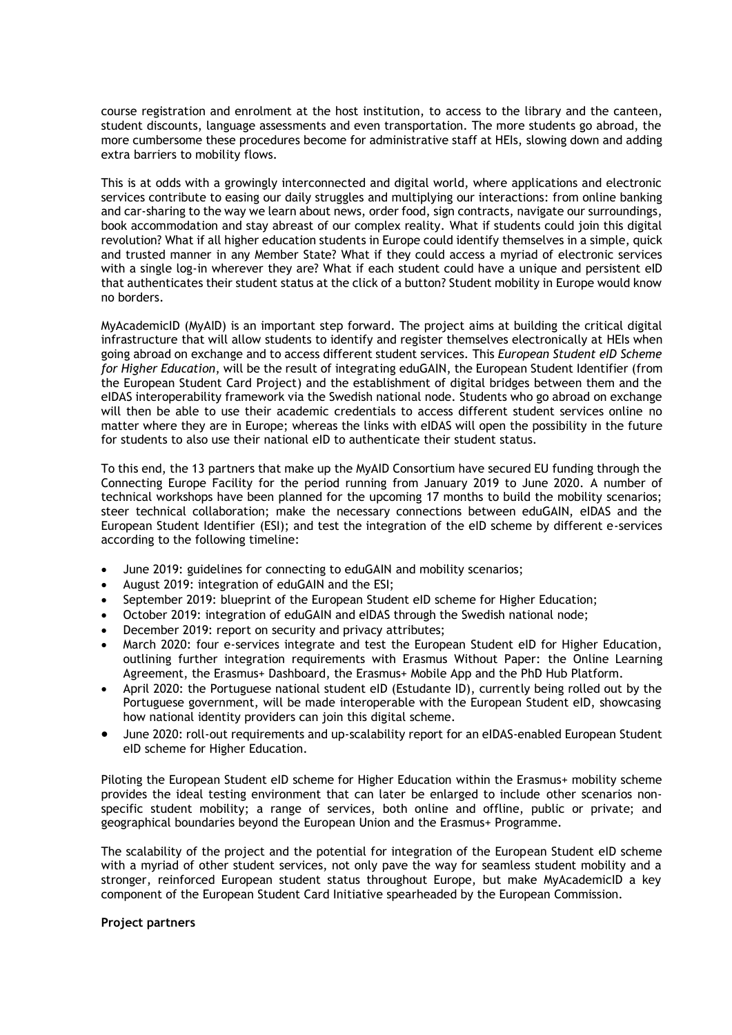course registration and enrolment at the host institution, to access to the library and the canteen, student discounts, language assessments and even transportation. The more students go abroad, the more cumbersome these procedures become for administrative staff at HEIs, slowing down and adding extra barriers to mobility flows.

This is at odds with a growingly interconnected and digital world, where applications and electronic services contribute to easing our daily struggles and multiplying our interactions: from online banking and car-sharing to the way we learn about news, order food, sign contracts, navigate our surroundings, book accommodation and stay abreast of our complex reality. What if students could join this digital revolution? What if all higher education students in Europe could identify themselves in a simple, quick and trusted manner in any Member State? What if they could access a myriad of electronic services with a single log-in wherever they are? What if each student could have a unique and persistent eID that authenticates their student status at the click of a button? Student mobility in Europe would know no borders.

MyAcademicID (MyAID) is an important step forward. The project aims at building the critical digital infrastructure that will allow students to identify and register themselves electronically at HEIs when going abroad on exchange and to access different student services. This *European Student eID Scheme for Higher Education*, will be the result of integrating eduGAIN, the European Student Identifier (from the European Student Card Project) and the establishment of digital bridges between them and the eIDAS interoperability framework via the Swedish national node. Students who go abroad on exchange will then be able to use their academic credentials to access different student services online no matter where they are in Europe; whereas the links with eIDAS will open the possibility in the future for students to also use their national eID to authenticate their student status.

To this end, the 13 partners that make up the MyAID Consortium have secured EU funding through the Connecting Europe Facility for the period running from January 2019 to June 2020. A number of technical workshops have been planned for the upcoming 17 months to build the mobility scenarios; steer technical collaboration; make the necessary connections between eduGAIN, eIDAS and the European Student Identifier (ESI); and test the integration of the eID scheme by different e-services according to the following timeline:

- June 2019: guidelines for connecting to eduGAIN and mobility scenarios;
- August 2019: integration of eduGAIN and the ESI;
- September 2019: blueprint of the European Student eID scheme for Higher Education;
- October 2019: integration of eduGAIN and eIDAS through the Swedish national node;
- December 2019: report on security and privacy attributes;
- March 2020: four e-services integrate and test the European Student eID for Higher Education, outlining further integration requirements with Erasmus Without Paper: the Online Learning Agreement, the Erasmus+ Dashboard, the Erasmus+ Mobile App and the PhD Hub Platform.
- April 2020: the Portuguese national student eID (Estudante ID), currently being rolled out by the Portuguese government, will be made interoperable with the European Student eID, showcasing how national identity providers can join this digital scheme.
- June 2020: roll-out requirements and up-scalability report for an eIDAS-enabled European Student eID scheme for Higher Education.

Piloting the European Student eID scheme for Higher Education within the Erasmus+ mobility scheme provides the ideal testing environment that can later be enlarged to include other scenarios non-specific student mobility; a range of services, both online and offline, public or private; and geographical boundaries beyond the European Union and the Erasmus+ Programme.

The scalability of the project and the potential for integration of the European Student eID scheme with a myriad of other student services, not only pave the way for seamless student mobility and a stronger, reinforced European student status throughout Europe, but make MyAcademicID a key component of the European Student Card Initiative spearheaded by the European Commission.

**Project partners**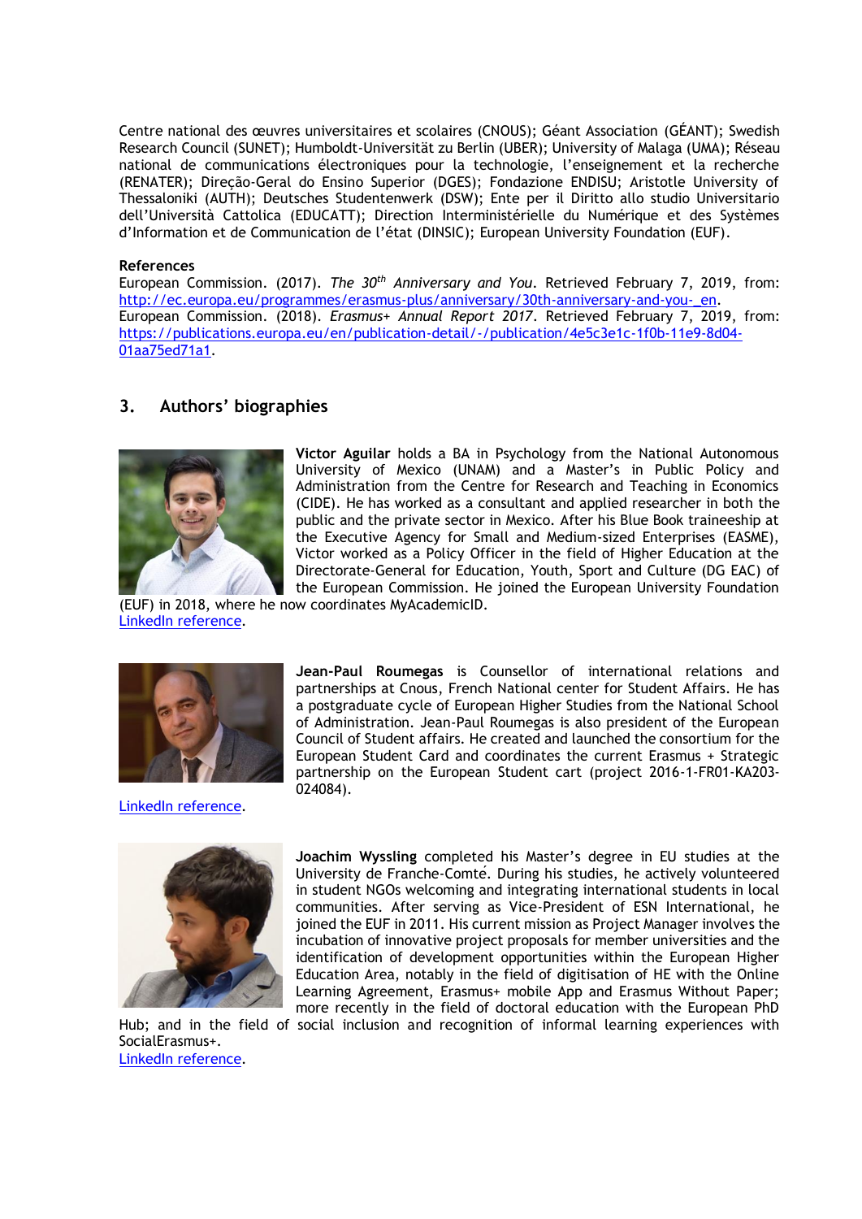Centre national des œuvres universitaires et scolaires (CNOUS); Géant Association (GÉANT); Swedish Research Council (SUNET); Humboldt-Universität zu Berlin (UBER); University of Malaga (UMA); Réseau national de communications électroniques pour la technologie, l'enseignement et la recherche (RENATER); Direção-Geral do Ensino Superior (DGES); Fondazione ENDISU; Aristotle University of Thessaloniki (AUTH); Deutsches Studentenwerk (DSW); Ente per il Diritto allo studio Universitario dell'Università Cattolica (EDUCATT); Direction Interministérielle du Numérique et des Systèmes d'Information et de Communication de l'état (DINSIC); European University Foundation (EUF).

**References**

European Commission. (2017). *The 30th Anniversary and You*. Retrieved February 7, 2019, from: http://ec.europa.eu/programmes/erasmus-plus/anniversary/30th-anniversary-and-you-_en.

European Commission. (2018). *Erasmus+ Annual Report 2017*. Retrieved February 7, 2019, from: https://publications.europa.eu/en/publication-detail/-/publication/4e5c3e1c-1f0b-11e9-8d04-01aa75ed71a1.

## 3. Authors' biographies

**Victor Aguilar** holds a BA in Psychology from the National Autonomous University of Mexico (UNAM) and a Master's in Public Policy and Administration from the Centre for Research and Teaching in Economics (CIDE). He has worked as a consultant and applied researcher in both the public and the private sector in Mexico. After his Blue Book traineeship at the Executive Agency for Small and Medium-sized Enterprises (EASME), Victor worked as a Policy Officer in the field of Higher Education at the Directorate-General for Education, Youth, Sport and Culture (DG EAC) of the European Commission. He joined the European University Foundation (EUF) in 2018, where he now coordinates MyAcademicID.
LinkedIn reference.

**Jean-Paul Roumegas** is Counsellor of international relations and partnerships at Cnous, French National center for Student Affairs. He has a postgraduate cycle of European Higher Studies from the National School of Administration. Jean-Paul Roumegas is also president of the European Council of Student affairs. He created and launched the consortium for the European Student Card and coordinates the current Erasmus + Strategic partnership on the European Student cart (project 2016-1-FR01-KA203-024084).
LinkedIn reference.

**Joachim Wyssling** completed his Master's degree in EU studies at the University de Franche-Comté. During his studies, he actively volunteered in student NGOs welcoming and integrating international students in local communities. After serving as Vice-President of ESN International, he joined the EUF in 2011. His current mission as Project Manager involves the incubation of innovative project proposals for member universities and the identification of development opportunities within the European Higher Education Area, notably in the field of digitisation of HE with the Online Learning Agreement, Erasmus+ mobile App and Erasmus Without Paper; more recently in the field of doctoral education with the European PhD Hub; and in the field of social inclusion and recognition of informal learning experiences with SocialErasmus+.
LinkedIn reference.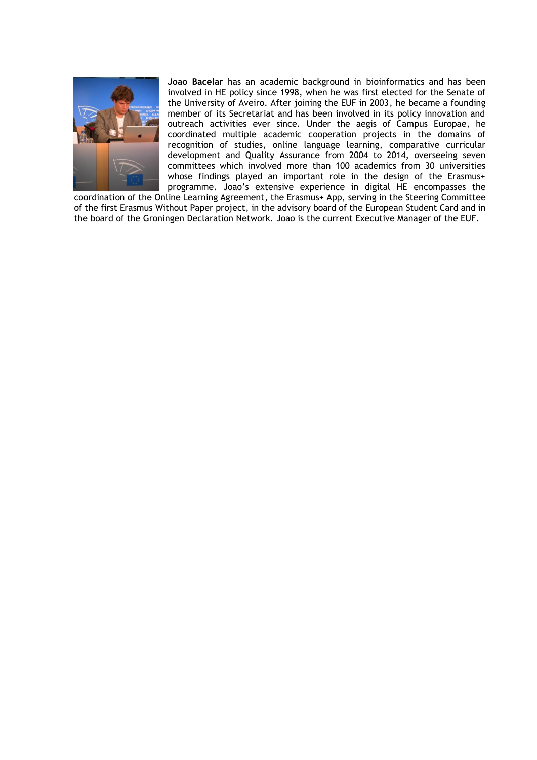**Joao Bacelar** has an academic background in bioinformatics and has been involved in HE policy since 1998, when he was first elected for the Senate of the University of Aveiro. After joining the EUF in 2003, he became a founding member of its Secretariat and has been involved in its policy innovation and outreach activities ever since. Under the aegis of Campus Europae, he coordinated multiple academic cooperation projects in the domains of recognition of studies, online language learning, comparative curricular development and Quality Assurance from 2004 to 2014, overseeing seven committees which involved more than 100 academics from 30 universities whose findings played an important role in the design of the Erasmus+ programme. Joao's extensive experience in digital HE encompasses the coordination of the Online Learning Agreement, the Erasmus+ App, serving in the Steering Committee of the first Erasmus Without Paper project, in the advisory board of the European Student Card and in the board of the Groningen Declaration Network. Joao is the current Executive Manager of the EUF.